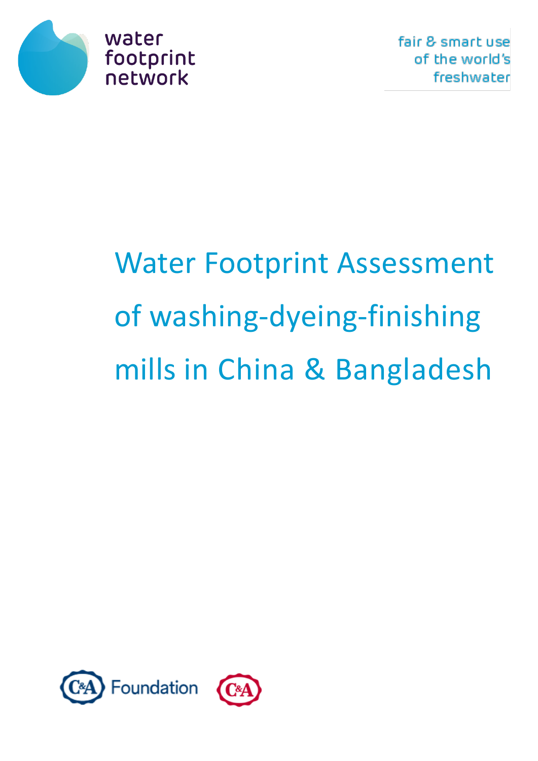water footprint network

fair & smart use of the world's freshwater

# Water Footprint Assessment of washing-dyeing-finishing mills in China & Bangladesh

C&A Foundation

C&A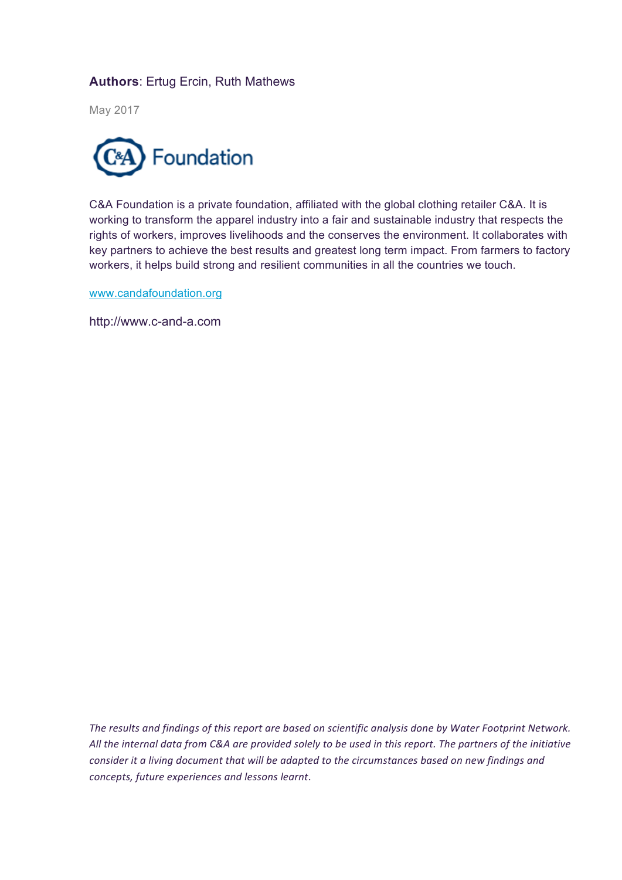**Authors**: Ertug Ercin, Ruth Mathews

May 2017

C&A Foundation

C&A Foundation is a private foundation, affiliated with the global clothing retailer C&A. It is working to transform the apparel industry into a fair and sustainable industry that respects the rights of workers, improves livelihoods and the conserves the environment. It collaborates with key partners to achieve the best results and greatest long term impact. From farmers to factory workers, it helps build strong and resilient communities in all the countries we touch.

[www.candafoundation.org](http://www.candafoundation.org)

http://www.c-and-a.com

*The results and findings of this report are based on scientific analysis done by Water Footprint Network. All the internal data from C&A are provided solely to be used in this report. The partners of the initiative consider it a living document that will be adapted to the circumstances based on new findings and concepts, future experiences and lessons learnt*.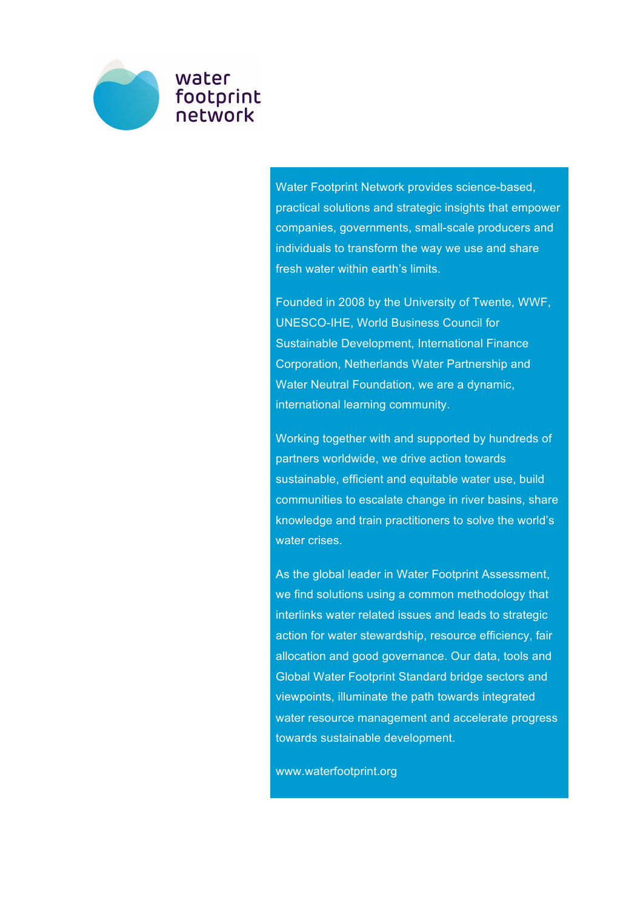water footprint network

Water Footprint Network provides science-based, practical solutions and strategic insights that empower companies, governments, small-scale producers and individuals to transform the way we use and share fresh water within earth's limits.

Founded in 2008 by the University of Twente, WWF, UNESCO-IHE, World Business Council for Sustainable Development, International Finance Corporation, Netherlands Water Partnership and Water Neutral Foundation, we are a dynamic, international learning community.

Working together with and supported by hundreds of partners worldwide, we drive action towards sustainable, efficient and equitable water use, build communities to escalate change in river basins, share knowledge and train practitioners to solve the world's water crises.

As the global leader in Water Footprint Assessment, we find solutions using a common methodology that interlinks water related issues and leads to strategic action for water stewardship, resource efficiency, fair allocation and good governance. Our data, tools and Global Water Footprint Standard bridge sectors and viewpoints, illuminate the path towards integrated water resource management and accelerate progress towards sustainable development.

www.waterfootprint.org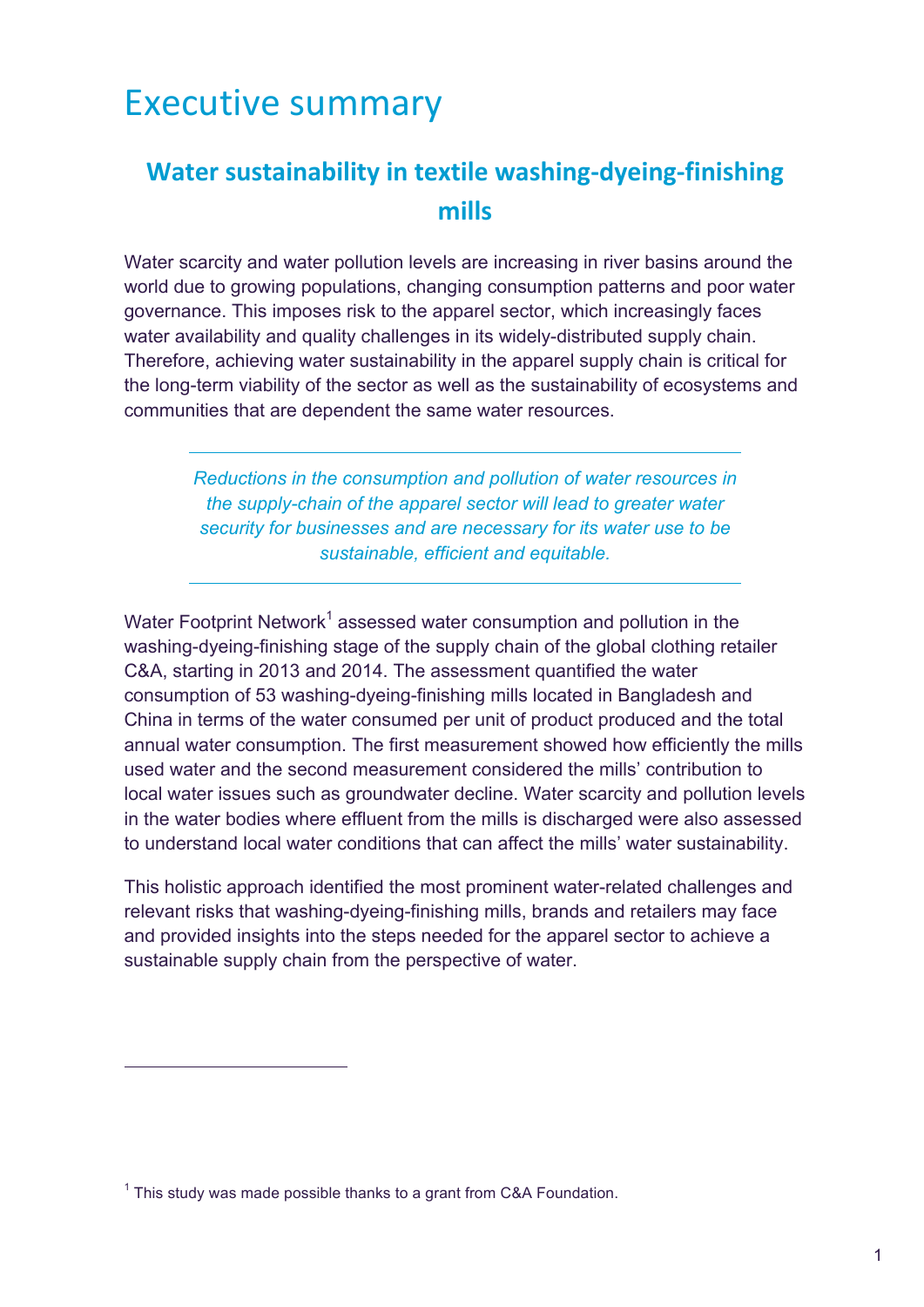# Executive summary

## Water sustainability in textile washing-dyeing-finishing mills

Water scarcity and water pollution levels are increasing in river basins around the world due to growing populations, changing consumption patterns and poor water governance. This imposes risk to the apparel sector, which increasingly faces water availability and quality challenges in its widely-distributed supply chain. Therefore, achieving water sustainability in the apparel supply chain is critical for the long-term viability of the sector as well as the sustainability of ecosystems and communities that are dependent the same water resources.

---

*Reductions in the consumption and pollution of water resources in the supply-chain of the apparel sector will lead to greater water security for businesses and are necessary for its water use to be sustainable, efficient and equitable.*

---

Water Footprint Network[1] assessed water consumption and pollution in the washing-dyeing-finishing stage of the supply chain of the global clothing retailer C&A, starting in 2013 and 2014. The assessment quantified the water consumption of 53 washing-dyeing-finishing mills located in Bangladesh and China in terms of the water consumed per unit of product produced and the total annual water consumption. The first measurement showed how efficiently the mills used water and the second measurement considered the mills' contribution to local water issues such as groundwater decline. Water scarcity and pollution levels in the water bodies where effluent from the mills is discharged were also assessed to understand local water conditions that can affect the mills' water sustainability.

This holistic approach identified the most prominent water-related challenges and relevant risks that washing-dyeing-finishing mills, brands and retailers may face and provided insights into the steps needed for the apparel sector to achieve a sustainable supply chain from the perspective of water.

[1] This study was made possible thanks to a grant from C&A Foundation.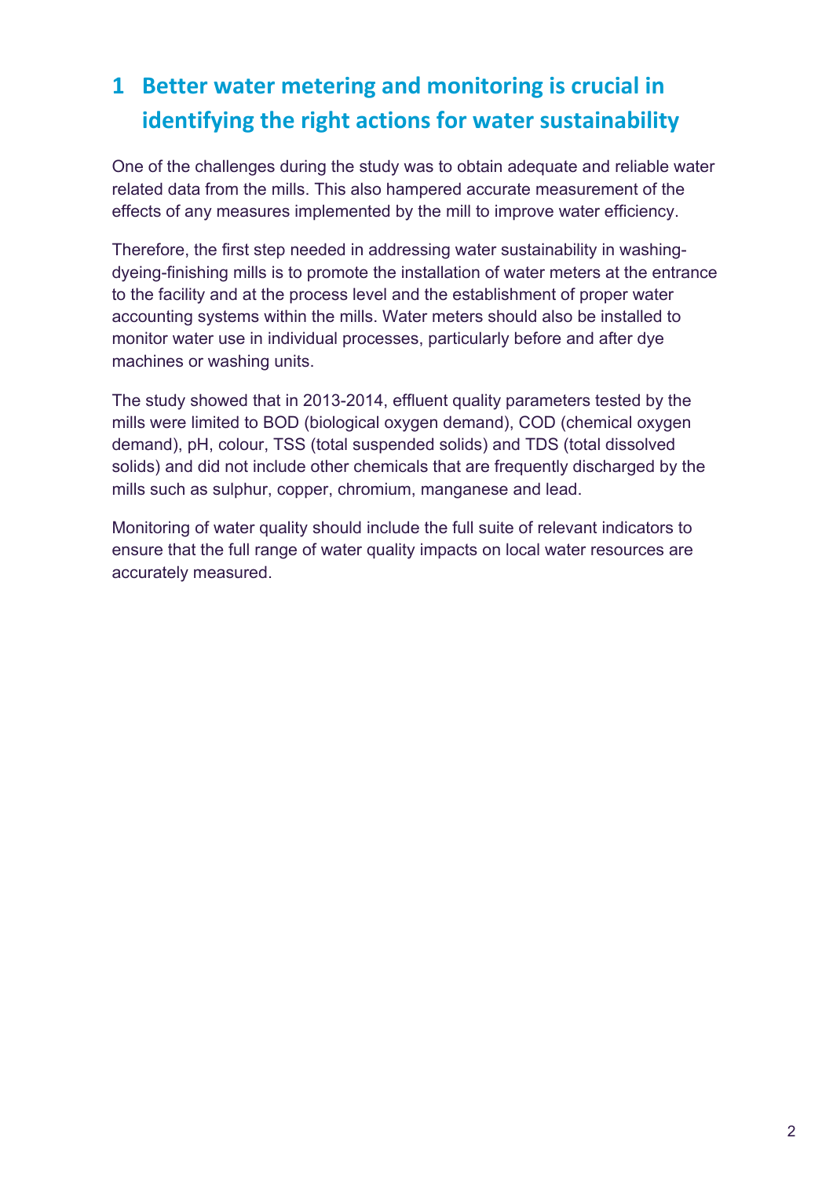# 1 Better water metering and monitoring is crucial in identifying the right actions for water sustainability

One of the challenges during the study was to obtain adequate and reliable water related data from the mills. This also hampered accurate measurement of the effects of any measures implemented by the mill to improve water efficiency.

Therefore, the first step needed in addressing water sustainability in washing-dyeing-finishing mills is to promote the installation of water meters at the entrance to the facility and at the process level and the establishment of proper water accounting systems within the mills. Water meters should also be installed to monitor water use in individual processes, particularly before and after dye machines or washing units.

The study showed that in 2013-2014, effluent quality parameters tested by the mills were limited to BOD (biological oxygen demand), COD (chemical oxygen demand), pH, colour, TSS (total suspended solids) and TDS (total dissolved solids) and did not include other chemicals that are frequently discharged by the mills such as sulphur, copper, chromium, manganese and lead.

Monitoring of water quality should include the full suite of relevant indicators to ensure that the full range of water quality impacts on local water resources are accurately measured.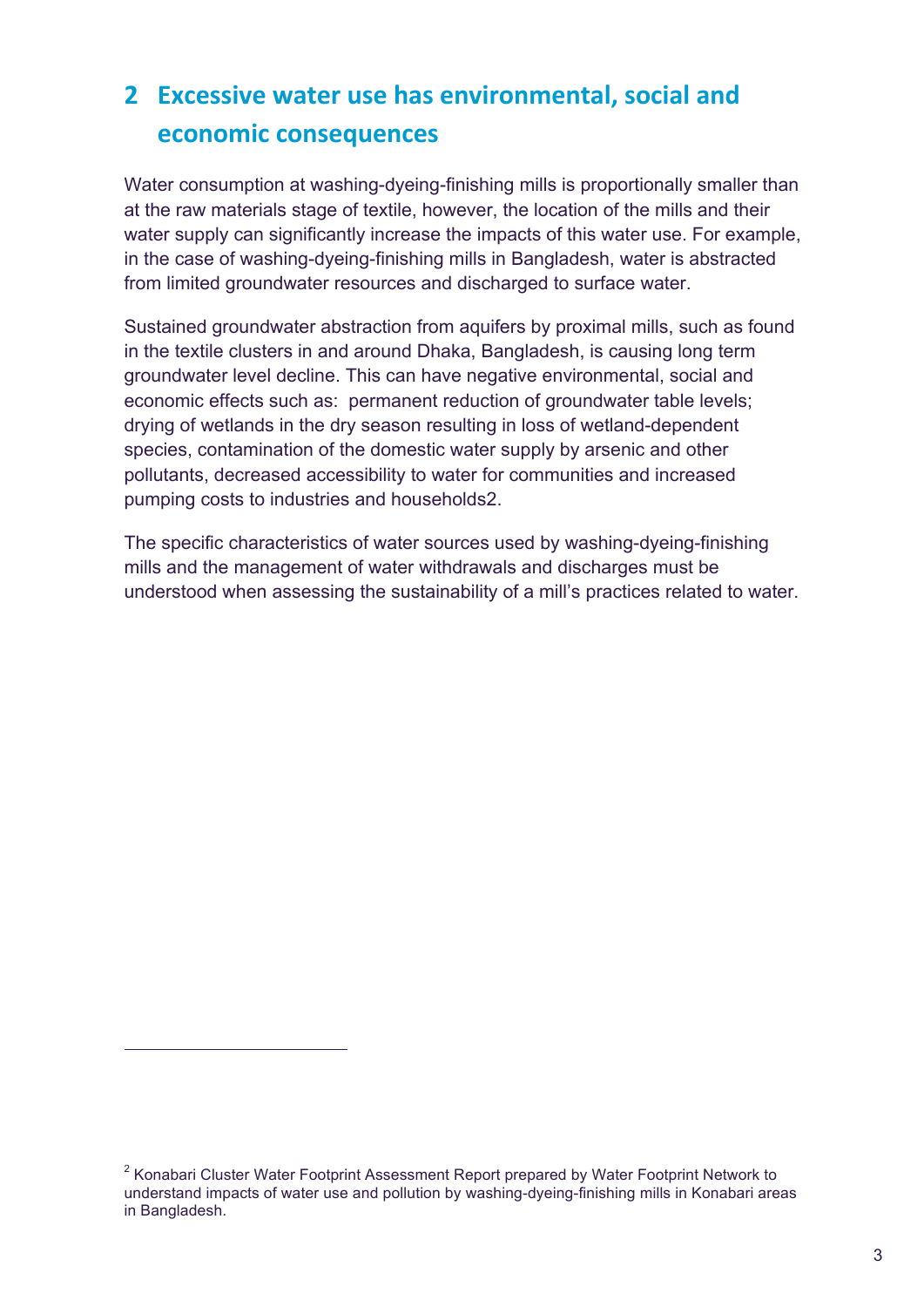## 2 Excessive water use has environmental, social and economic consequences

Water consumption at washing-dyeing-finishing mills is proportionally smaller than at the raw materials stage of textile, however, the location of the mills and their water supply can significantly increase the impacts of this water use. For example, in the case of washing-dyeing-finishing mills in Bangladesh, water is abstracted from limited groundwater resources and discharged to surface water.

Sustained groundwater abstraction from aquifers by proximal mills, such as found in the textile clusters in and around Dhaka, Bangladesh, is causing long term groundwater level decline. This can have negative environmental, social and economic effects such as: permanent reduction of groundwater table levels; drying of wetlands in the dry season resulting in loss of wetland-dependent species, contamination of the domestic water supply by arsenic and other pollutants, decreased accessibility to water for communities and increased pumping costs to industries and households[2].

The specific characteristics of water sources used by washing-dyeing-finishing mills and the management of water withdrawals and discharges must be understood when assessing the sustainability of a mill's practices related to water.

---

[2] Konabari Cluster Water Footprint Assessment Report prepared by Water Footprint Network to understand impacts of water use and pollution by washing-dyeing-finishing mills in Konabari areas in Bangladesh.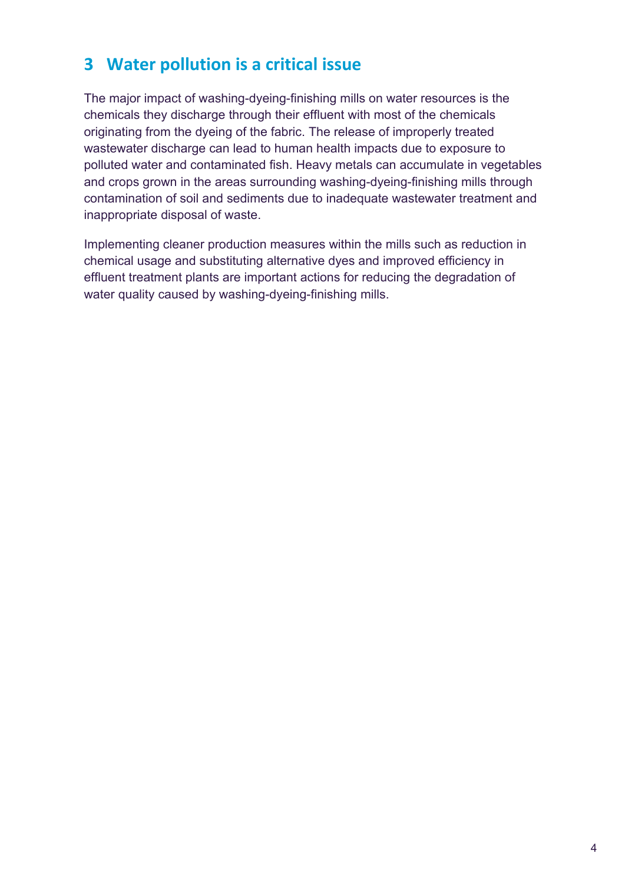## 3 Water pollution is a critical issue

The major impact of washing-dyeing-finishing mills on water resources is the chemicals they discharge through their effluent with most of the chemicals originating from the dyeing of the fabric. The release of improperly treated wastewater discharge can lead to human health impacts due to exposure to polluted water and contaminated fish. Heavy metals can accumulate in vegetables and crops grown in the areas surrounding washing-dyeing-finishing mills through contamination of soil and sediments due to inadequate wastewater treatment and inappropriate disposal of waste.

Implementing cleaner production measures within the mills such as reduction in chemical usage and substituting alternative dyes and improved efficiency in effluent treatment plants are important actions for reducing the degradation of water quality caused by washing-dyeing-finishing mills.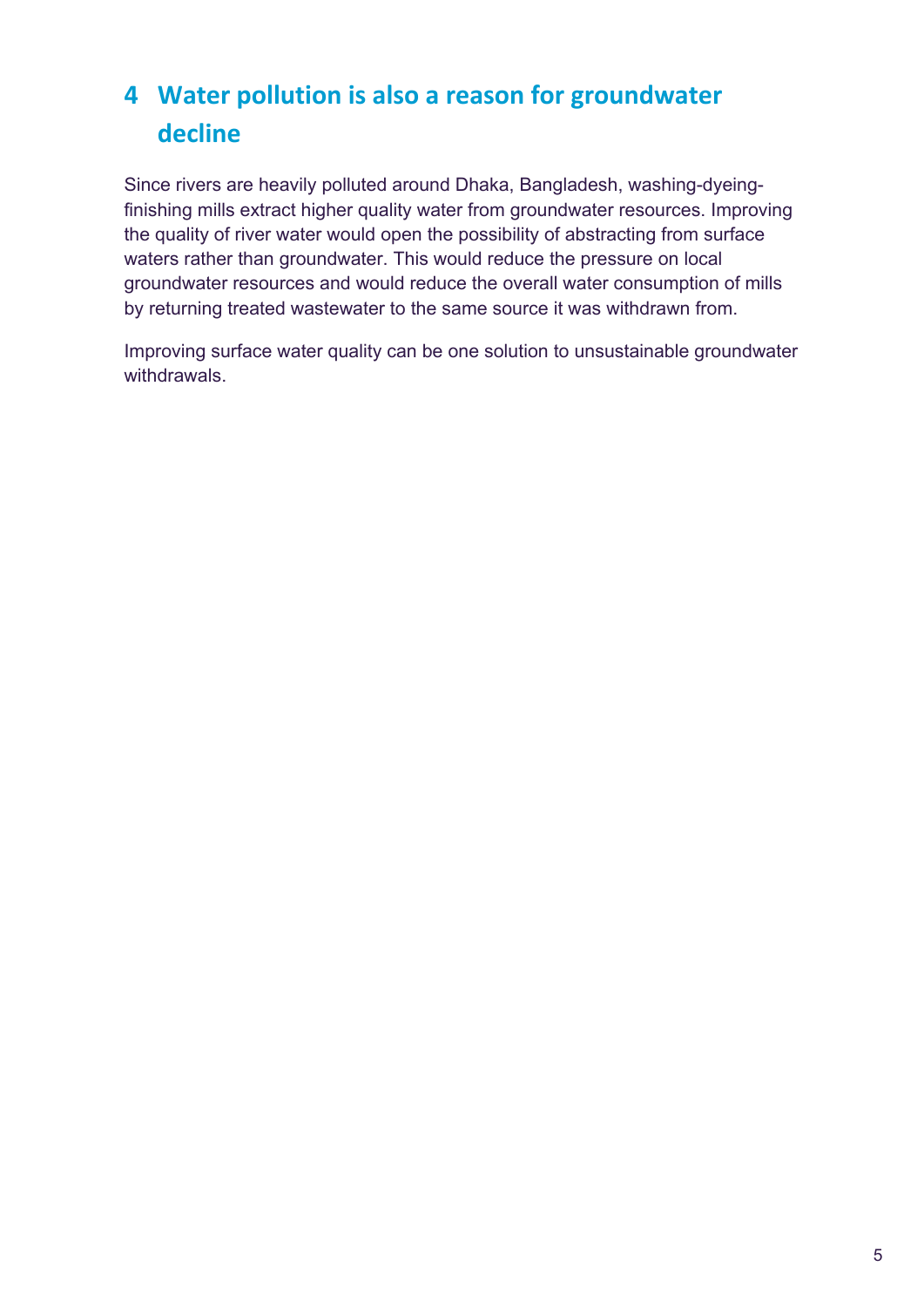## 4 Water pollution is also a reason for groundwater decline

Since rivers are heavily polluted around Dhaka, Bangladesh, washing-dyeing-finishing mills extract higher quality water from groundwater resources. Improving the quality of river water would open the possibility of abstracting from surface waters rather than groundwater. This would reduce the pressure on local groundwater resources and would reduce the overall water consumption of mills by returning treated wastewater to the same source it was withdrawn from.

Improving surface water quality can be one solution to unsustainable groundwater withdrawals.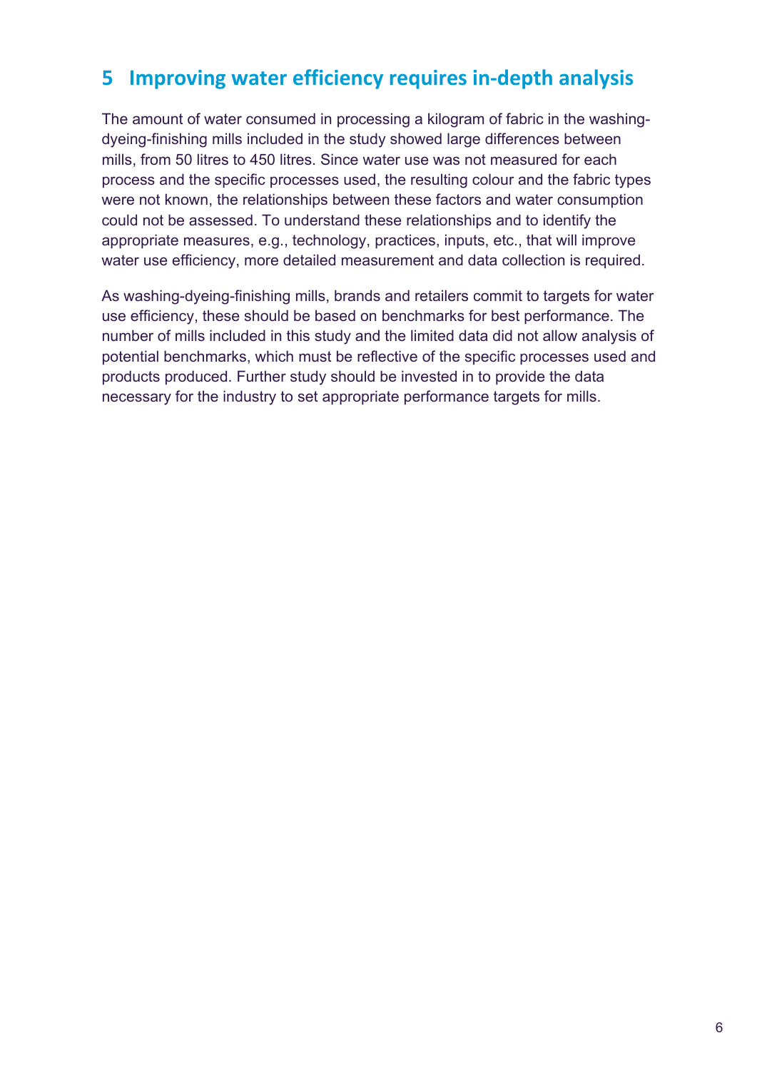## 5 Improving water efficiency requires in-depth analysis

The amount of water consumed in processing a kilogram of fabric in the washing-dyeing-finishing mills included in the study showed large differences between mills, from 50 litres to 450 litres. Since water use was not measured for each process and the specific processes used, the resulting colour and the fabric types were not known, the relationships between these factors and water consumption could not be assessed. To understand these relationships and to identify the appropriate measures, e.g., technology, practices, inputs, etc., that will improve water use efficiency, more detailed measurement and data collection is required.

As washing-dyeing-finishing mills, brands and retailers commit to targets for water use efficiency, these should be based on benchmarks for best performance. The number of mills included in this study and the limited data did not allow analysis of potential benchmarks, which must be reflective of the specific processes used and products produced. Further study should be invested in to provide the data necessary for the industry to set appropriate performance targets for mills.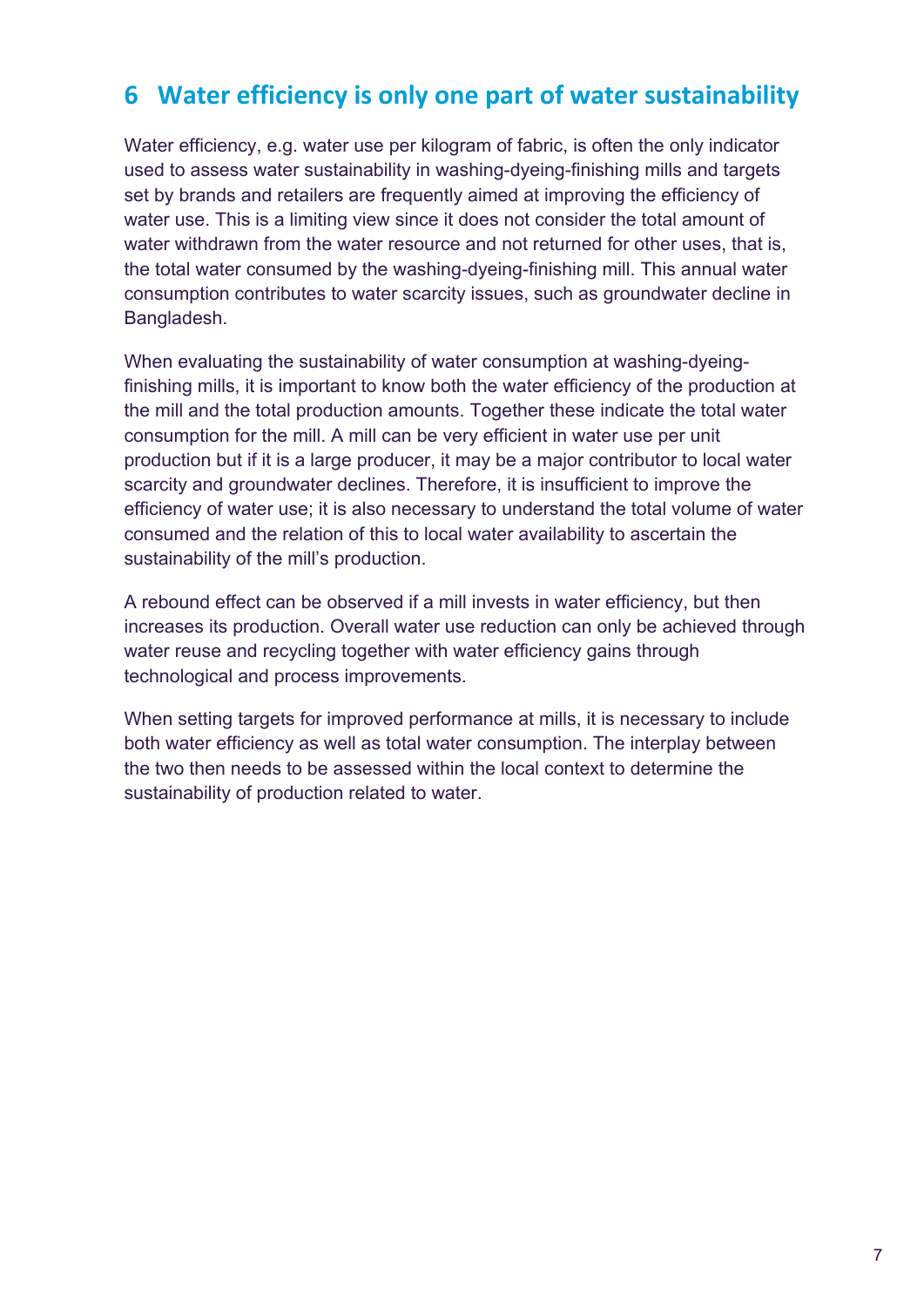## 6 Water efficiency is only one part of water sustainability

Water efficiency, e.g. water use per kilogram of fabric, is often the only indicator used to assess water sustainability in washing-dyeing-finishing mills and targets set by brands and retailers are frequently aimed at improving the efficiency of water use. This is a limiting view since it does not consider the total amount of water withdrawn from the water resource and not returned for other uses, that is, the total water consumed by the washing-dyeing-finishing mill. This annual water consumption contributes to water scarcity issues, such as groundwater decline in Bangladesh.

When evaluating the sustainability of water consumption at washing-dyeing-finishing mills, it is important to know both the water efficiency of the production at the mill and the total production amounts. Together these indicate the total water consumption for the mill. A mill can be very efficient in water use per unit production but if it is a large producer, it may be a major contributor to local water scarcity and groundwater declines. Therefore, it is insufficient to improve the efficiency of water use; it is also necessary to understand the total volume of water consumed and the relation of this to local water availability to ascertain the sustainability of the mill's production.

A rebound effect can be observed if a mill invests in water efficiency, but then increases its production. Overall water use reduction can only be achieved through water reuse and recycling together with water efficiency gains through technological and process improvements.

When setting targets for improved performance at mills, it is necessary to include both water efficiency as well as total water consumption. The interplay between the two then needs to be assessed within the local context to determine the sustainability of production related to water.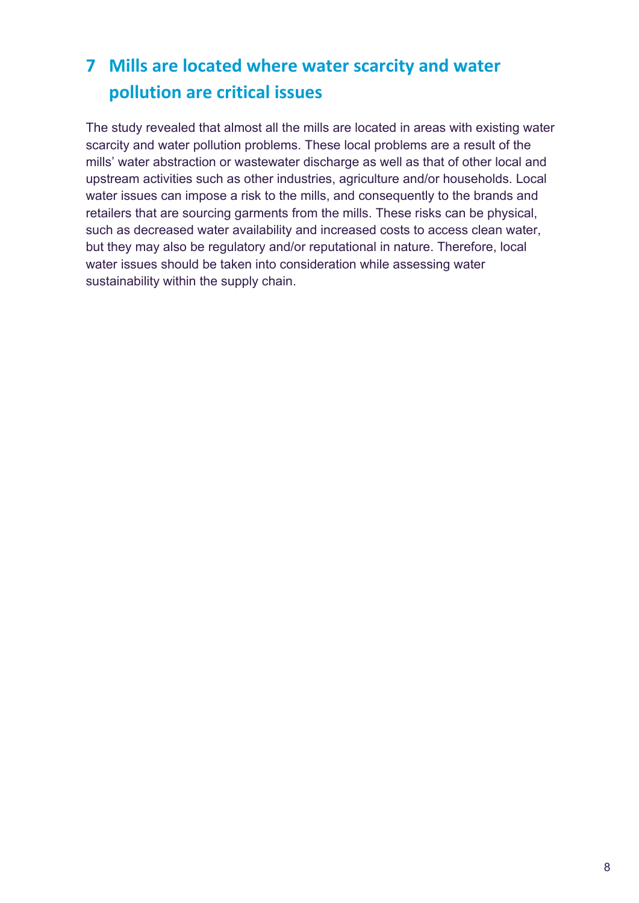# 7 Mills are located where water scarcity and water pollution are critical issues

The study revealed that almost all the mills are located in areas with existing water scarcity and water pollution problems. These local problems are a result of the mills' water abstraction or wastewater discharge as well as that of other local and upstream activities such as other industries, agriculture and/or households. Local water issues can impose a risk to the mills, and consequently to the brands and retailers that are sourcing garments from the mills. These risks can be physical, such as decreased water availability and increased costs to access clean water, but they may also be regulatory and/or reputational in nature. Therefore, local water issues should be taken into consideration while assessing water sustainability within the supply chain.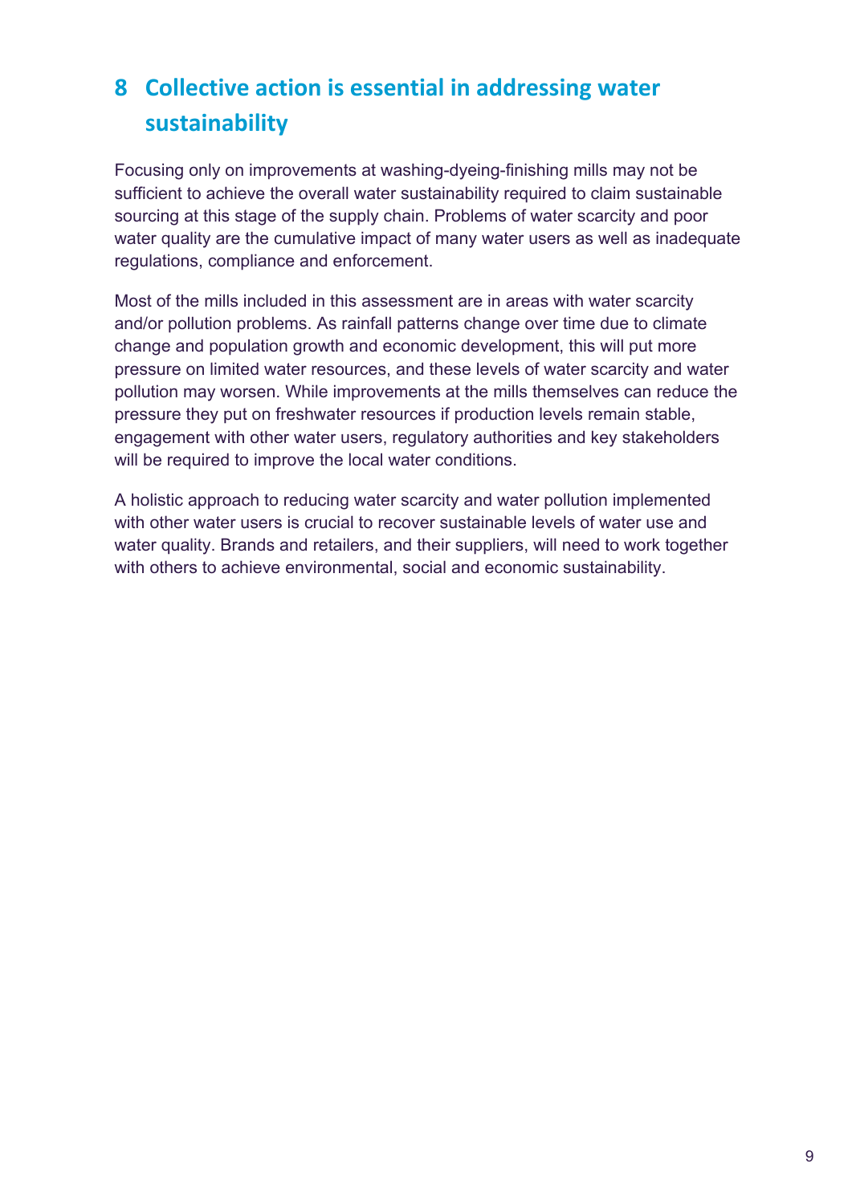## 8 Collective action is essential in addressing water sustainability

Focusing only on improvements at washing-dyeing-finishing mills may not be sufficient to achieve the overall water sustainability required to claim sustainable sourcing at this stage of the supply chain. Problems of water scarcity and poor water quality are the cumulative impact of many water users as well as inadequate regulations, compliance and enforcement.

Most of the mills included in this assessment are in areas with water scarcity and/or pollution problems. As rainfall patterns change over time due to climate change and population growth and economic development, this will put more pressure on limited water resources, and these levels of water scarcity and water pollution may worsen. While improvements at the mills themselves can reduce the pressure they put on freshwater resources if production levels remain stable, engagement with other water users, regulatory authorities and key stakeholders will be required to improve the local water conditions.

A holistic approach to reducing water scarcity and water pollution implemented with other water users is crucial to recover sustainable levels of water use and water quality. Brands and retailers, and their suppliers, will need to work together with others to achieve environmental, social and economic sustainability.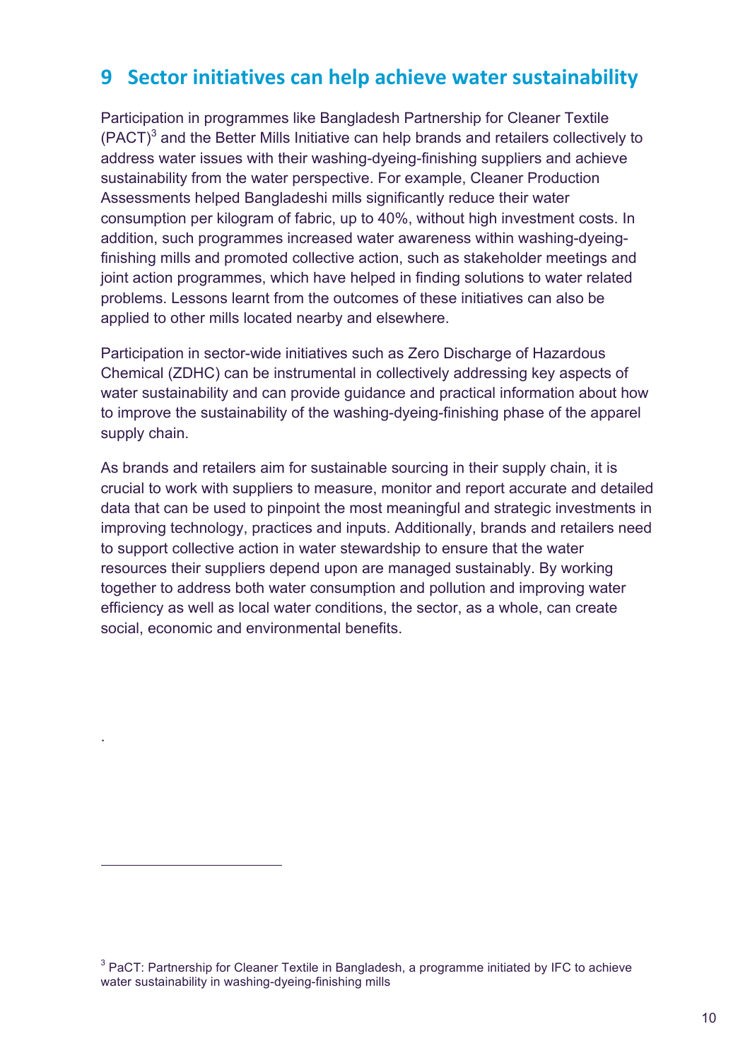## 9 Sector initiatives can help achieve water sustainability

Participation in programmes like Bangladesh Partnership for Cleaner Textile (PACT)[3] and the Better Mills Initiative can help brands and retailers collectively to address water issues with their washing-dyeing-finishing suppliers and achieve sustainability from the water perspective. For example, Cleaner Production Assessments helped Bangladeshi mills significantly reduce their water consumption per kilogram of fabric, up to 40%, without high investment costs. In addition, such programmes increased water awareness within washing-dyeing-finishing mills and promoted collective action, such as stakeholder meetings and joint action programmes, which have helped in finding solutions to water related problems. Lessons learnt from the outcomes of these initiatives can also be applied to other mills located nearby and elsewhere.

Participation in sector-wide initiatives such as Zero Discharge of Hazardous Chemical (ZDHC) can be instrumental in collectively addressing key aspects of water sustainability and can provide guidance and practical information about how to improve the sustainability of the washing-dyeing-finishing phase of the apparel supply chain.

As brands and retailers aim for sustainable sourcing in their supply chain, it is crucial to work with suppliers to measure, monitor and report accurate and detailed data that can be used to pinpoint the most meaningful and strategic investments in improving technology, practices and inputs. Additionally, brands and retailers need to support collective action in water stewardship to ensure that the water resources their suppliers depend upon are managed sustainably. By working together to address both water consumption and pollution and improving water efficiency as well as local water conditions, the sector, as a whole, can create social, economic and environmental benefits.

.

[3] PaCT: Partnership for Cleaner Textile in Bangladesh, a programme initiated by IFC to achieve water sustainability in washing-dyeing-finishing mills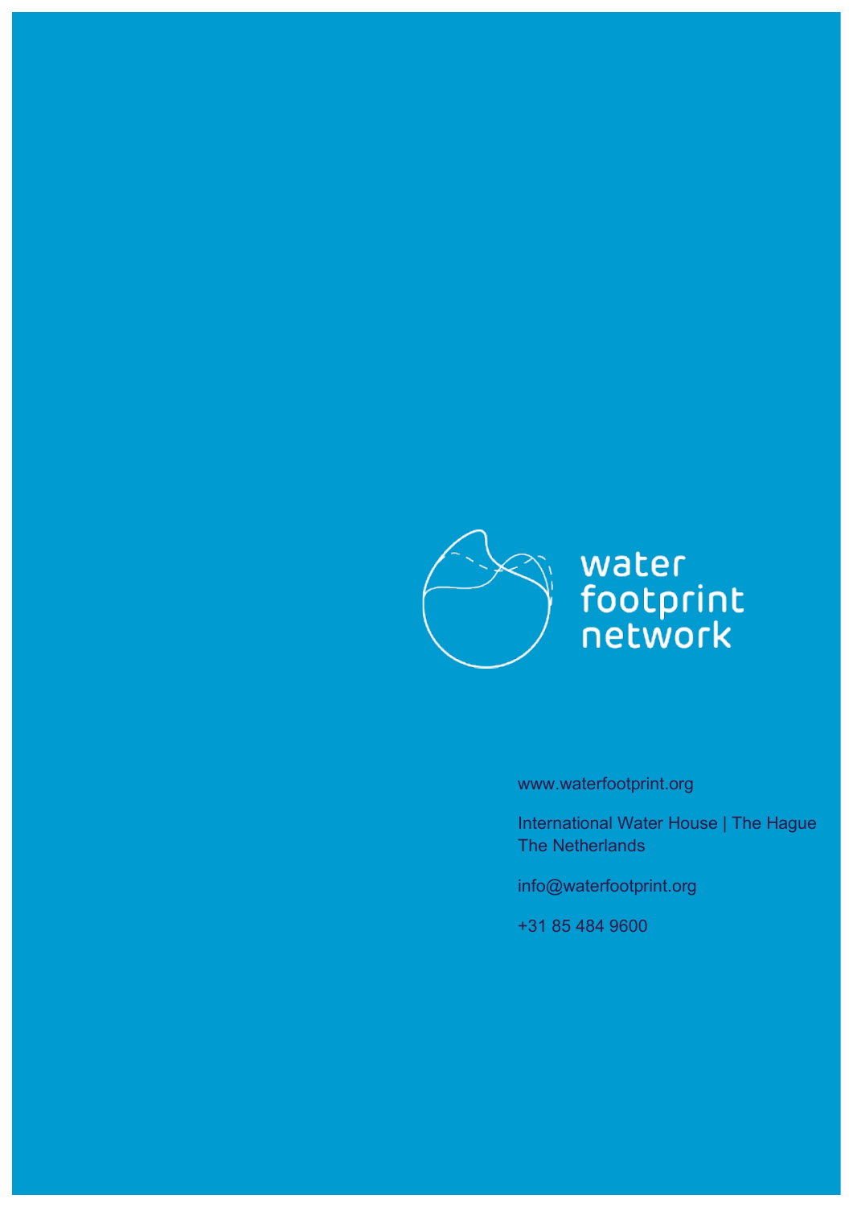water
footprint
network

www.waterfootprint.org

International Water House | The Hague
The Netherlands

info@waterfootprint.org

+31 85 484 9600